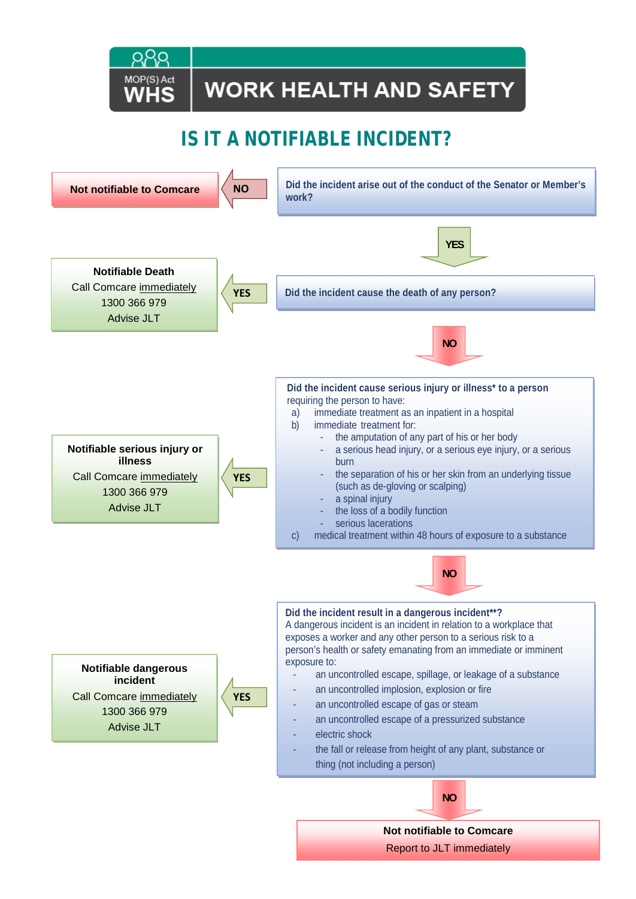MOP(S) Act WHS

# WORK HEALTH AND SAFETY

## IS IT A NOTIFIABLE INCIDENT?

**Did the incident arise out of the conduct of the Senator or Member's work?**

NO → **Not notifiable to Comcare**

YES ↓

**Did the incident cause the death of any person?**

YES → **Notifiable Death**
Call Comcare immediately
1300 366 979
Advise JLT

NO ↓

**Did the incident cause serious injury or illness* to a person** requiring the person to have:

a) immediate treatment as an inpatient in a hospital
b) immediate treatment for:
   - the amputation of any part of his or her body
   - a serious head injury, or a serious eye injury, or a serious burn
   - the separation of his or her skin from an underlying tissue (such as de-gloving or scalping)
   - a spinal injury
   - the loss of a bodily function
   - serious lacerations
c) medical treatment within 48 hours of exposure to a substance

YES → **Notifiable serious injury or illness**
Call Comcare immediately
1300 366 979
Advise JLT

NO ↓

**Did the incident result in a dangerous incident**?**
A dangerous incident is an incident in relation to a workplace that exposes a worker and any other person to a serious risk to a person's health or safety emanating from an immediate or imminent exposure to:

- an uncontrolled escape, spillage, or leakage of a substance
- an uncontrolled implosion, explosion or fire
- an uncontrolled escape of gas or steam
- an uncontrolled escape of a pressurized substance
- electric shock
- the fall or release from height of any plant, substance or thing (not including a person)

YES → **Notifiable dangerous incident**
Call Comcare immediately
1300 366 979
Advise JLT

NO ↓

**Not notifiable to Comcare**
Report to JLT immediately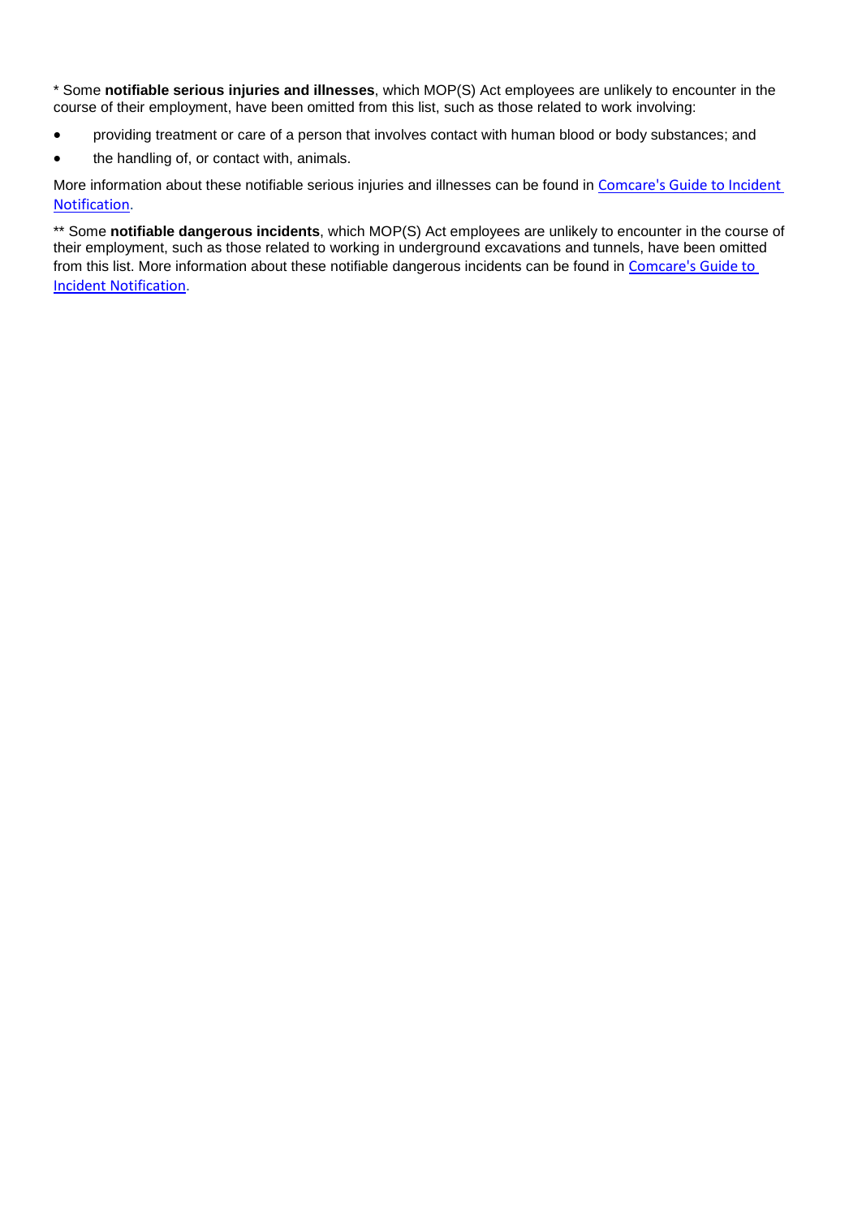* Some **notifiable serious injuries and illnesses**, which MOP(S) Act employees are unlikely to encounter in the course of their employment, have been omitted from this list, such as those related to work involving:

- providing treatment or care of a person that involves contact with human blood or body substances; and
- the handling of, or contact with, animals.

More information about these notifiable serious injuries and illnesses can be found in Comcare's Guide to Incident Notification.

** Some **notifiable dangerous incidents**, which MOP(S) Act employees are unlikely to encounter in the course of their employment, such as those related to working in underground excavations and tunnels, have been omitted from this list. More information about these notifiable dangerous incidents can be found in Comcare's Guide to Incident Notification.